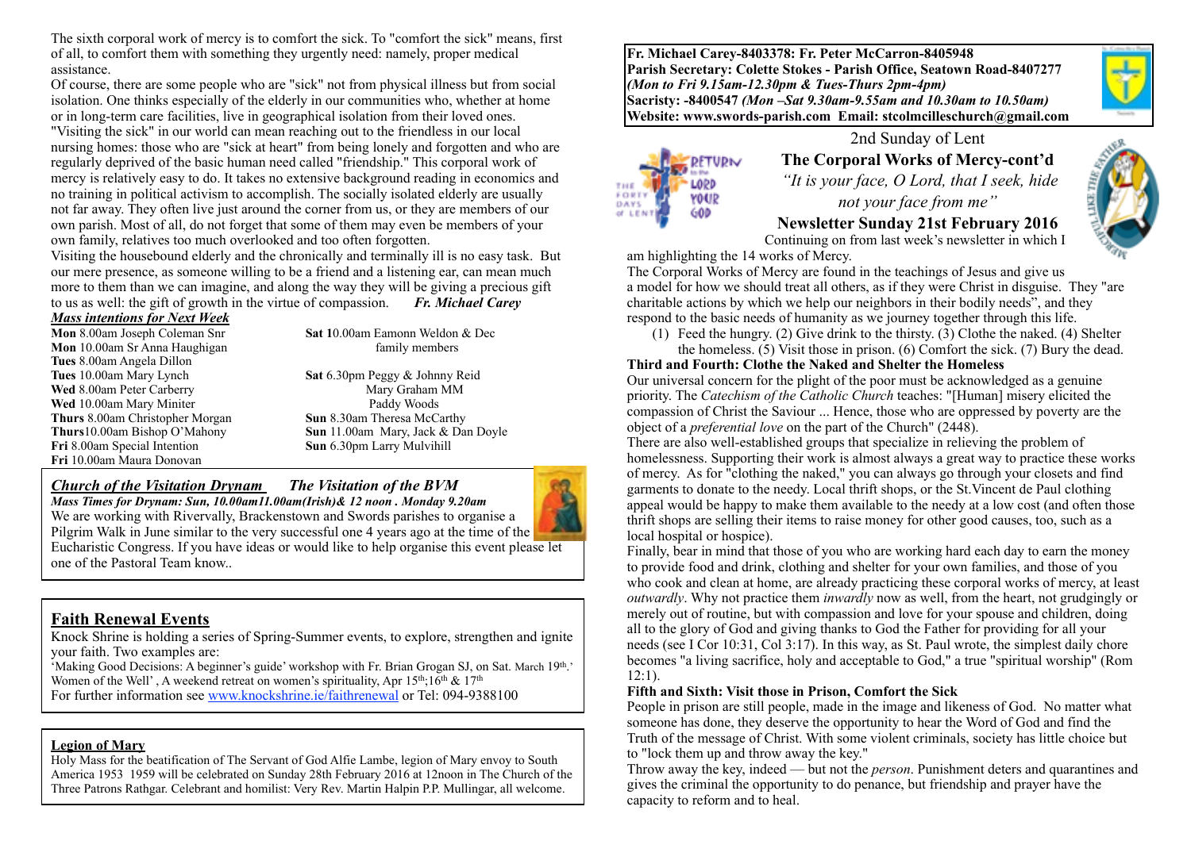**Fr. Michael Carey-8403378: Fr. Peter McCarron-8405948**
**Parish Secretary: Colette Stokes - Parish Office, Seatown Road-8407277**
***(Mon to Fri 9.15am-12.30pm & Tues-Thurs 2pm-4pm)***
**Sacristy: -8400547** ***(Mon –Sat 9.30am-9.55am and 10.30am to 10.50am)***
**Website: www.swords-parish.com Email: stcolmcilleschurch@gmail.com**

2nd Sunday of Lent

## The Corporal Works of Mercy-cont'd

*"It is your face, O Lord, that I seek, hide not your face from me"*

## Newsletter Sunday 21st February 2016

Continuing on from last week's newsletter in which I am highlighting the 14 works of Mercy.

The Corporal Works of Mercy are found in the teachings of Jesus and give us a model for how we should treat all others, as if they were Christ in disguise. They "are charitable actions by which we help our neighbors in their bodily needs", and they respond to the basic needs of humanity as we journey together through this life.

(1) Feed the hungry. (2) Give drink to the thirsty. (3) Clothe the naked. (4) Shelter the homeless. (5) Visit those in prison. (6) Comfort the sick. (7) Bury the dead.

**Third and Fourth: Clothe the Naked and Shelter the Homeless**

Our universal concern for the plight of the poor must be acknowledged as a genuine priority. The *Catechism of the Catholic Church* teaches: "[Human] misery elicited the compassion of Christ the Saviour ... Hence, those who are oppressed by poverty are the object of a *preferential love* on the part of the Church" (2448).

There are also well-established groups that specialize in relieving the problem of homelessness. Supporting their work is almost always a great way to practice these works of mercy. As for "clothing the naked," you can always go through your closets and find garments to donate to the needy. Local thrift shops, or the St.Vincent de Paul clothing appeal would be happy to make them available to the needy at a low cost (and often those thrift shops are selling their items to raise money for other good causes, too, such as a local hospital or hospice).

Finally, bear in mind that those of you who are working hard each day to earn the money to provide food and drink, clothing and shelter for your own families, and those of you who cook and clean at home, are already practicing these corporal works of mercy, at least *outwardly*. Why not practice them *inwardly* now as well, from the heart, not grudgingly or merely out of routine, but with compassion and love for your spouse and children, doing all to the glory of God and giving thanks to God the Father for providing for all your needs (see I Cor 10:31, Col 3:17). In this way, as St. Paul wrote, the simplest daily chore becomes "a living sacrifice, holy and acceptable to God," a true "spiritual worship" (Rom 12:1).

**Fifth and Sixth: Visit those in Prison, Comfort the Sick**

People in prison are still people, made in the image and likeness of God. No matter what someone has done, they deserve the opportunity to hear the Word of God and find the Truth of the message of Christ. With some violent criminals, society has little choice but to "lock them up and throw away the key."

Throw away the key, indeed — but not the *person*. Punishment deters and quarantines and gives the criminal the opportunity to do penance, but friendship and prayer have the capacity to reform and to heal.

The sixth corporal work of mercy is to comfort the sick. To "comfort the sick" means, first of all, to comfort them with something they urgently need: namely, proper medical assistance.

Of course, there are some people who are "sick" not from physical illness but from social isolation. One thinks especially of the elderly in our communities who, whether at home or in long-term care facilities, live in geographical isolation from their loved ones. "Visiting the sick" in our world can mean reaching out to the friendless in our local nursing homes: those who are "sick at heart" from being lonely and forgotten and who are regularly deprived of the basic human need called "friendship." This corporal work of mercy is relatively easy to do. It takes no extensive background reading in economics and no training in political activism to accomplish. The socially isolated elderly are usually not far away. They often live just around the corner from us, or they are members of our own parish. Most of all, do not forget that some of them may even be members of your own family, relatives too much overlooked and too often forgotten.

Visiting the housebound elderly and the chronically and terminally ill is no easy task. But our mere presence, as someone willing to be a friend and a listening ear, can mean much more to them than we can imagine, and along the way they will be giving a precious gift to us as well: the gift of growth in the virtue of compassion. ***Fr. Michael Carey***

***Mass intentions for Next Week***

**Mon** 8.00am Joseph Coleman Snr
**Mon** 10.00am Sr Anna Haughigan
**Tues** 8.00am Angela Dillon
**Tues** 10.00am Mary Lynch
**Wed** 8.00am Peter Carberry
**Wed** 10.00am Mary Miniter
**Thurs** 8.00am Christopher Morgan
**Thurs**10.00am Bishop O'Mahony
**Fri** 8.00am Special Intention
**Fri** 10.00am Maura Donovan
**Sat 1**0.00am Eamonn Weldon & Dec family members
**Sat** 6.30pm Peggy & Johnny Reid, Mary Graham MM, Paddy Woods
**Sun** 8.30am Theresa McCarthy
**Sun** 11.00am Mary, Jack & Dan Doyle
**Sun** 6.30pm Larry Mulvihill

***Church of the Visitation Drynam*** ***The Visitation of the BVM***

***Mass Times for Drynam: Sun, 10.00am11.00am(Irish)& 12 noon . Monday 9.20am***

We are working with Rivervally, Brackenstown and Swords parishes to organise a Pilgrim Walk in June similar to the very successful one 4 years ago at the time of the Eucharistic Congress. If you have ideas or would like to help organise this event please let one of the Pastoral Team know..

## Faith Renewal Events

Knock Shrine is holding a series of Spring-Summer events, to explore, strengthen and ignite your faith. Two examples are:

'Making Good Decisions: A beginner's guide' workshop with Fr. Brian Grogan SJ, on Sat. March 19th.'
Women of the Well' , A weekend retreat on women's spirituality, Apr 15th;16th & 17th

For further information see www.knockshrine.ie/faithrenewal or Tel: 094-9388100

**Legion of Mary**

Holy Mass for the beatification of The Servant of God Alfie Lambe, legion of Mary envoy to South America 1953 1959 will be celebrated on Sunday 28th February 2016 at 12noon in The Church of the Three Patrons Rathgar. Celebrant and homilist: Very Rev. Martin Halpin P.P. Mullingar, all welcome.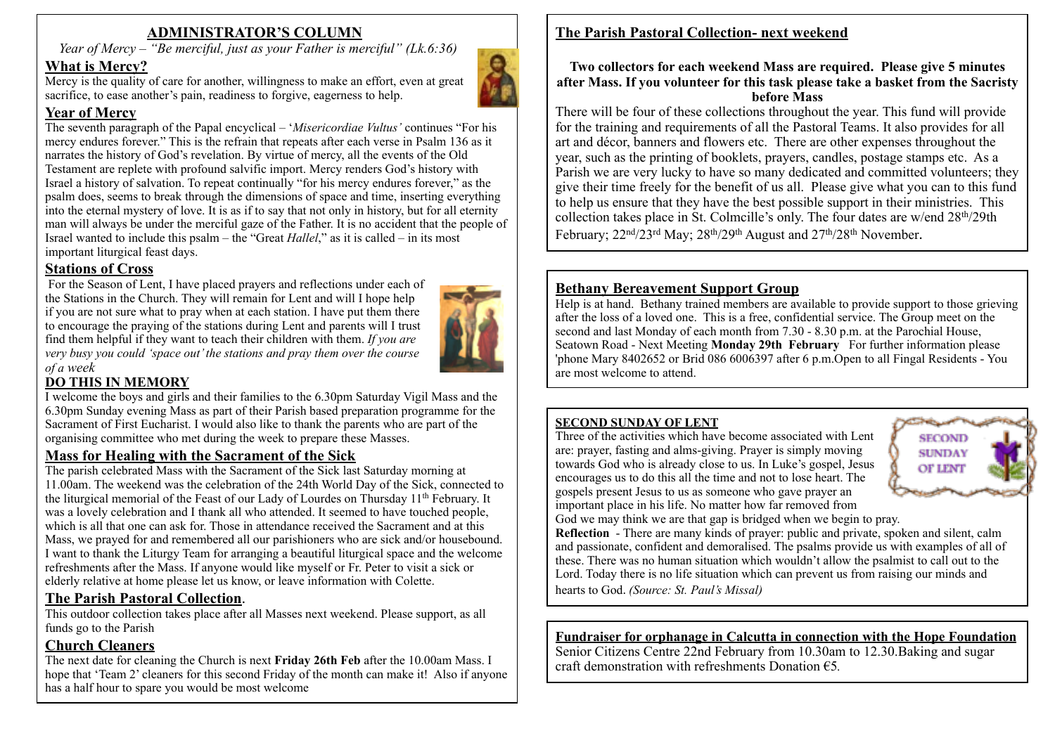## ADMINISTRATOR'S COLUMN

*Year of Mercy – "Be merciful, just as your Father is merciful" (Lk.6:36)*

### What is Mercy?

Mercy is the quality of care for another, willingness to make an effort, even at great sacrifice, to ease another's pain, readiness to forgive, eagerness to help.

### Year of Mercy

The seventh paragraph of the Papal encyclical – '*Misericordiae Vultus'* continues "For his mercy endures forever." This is the refrain that repeats after each verse in Psalm 136 as it narrates the history of God's revelation. By virtue of mercy, all the events of the Old Testament are replete with profound salvific import. Mercy renders God's history with Israel a history of salvation. To repeat continually "for his mercy endures forever," as the psalm does, seems to break through the dimensions of space and time, inserting everything into the eternal mystery of love. It is as if to say that not only in history, but for all eternity man will always be under the merciful gaze of the Father. It is no accident that the people of Israel wanted to include this psalm – the "Great *Hallel*," as it is called – in its most important liturgical feast days.

### Stations of Cross

For the Season of Lent, I have placed prayers and reflections under each of the Stations in the Church. They will remain for Lent and will I hope help if you are not sure what to pray when at each station. I have put them there to encourage the praying of the stations during Lent and parents will I trust find them helpful if they want to teach their children with them. *If you are very busy you could 'space out' the stations and pray them over the course of a week*

### DO THIS IN MEMORY

I welcome the boys and girls and their families to the 6.30pm Saturday Vigil Mass and the 6.30pm Sunday evening Mass as part of their Parish based preparation programme for the Sacrament of First Eucharist. I would also like to thank the parents who are part of the organising committee who met during the week to prepare these Masses.

### Mass for Healing with the Sacrament of the Sick

The parish celebrated Mass with the Sacrament of the Sick last Saturday morning at 11.00am. The weekend was the celebration of the 24th World Day of the Sick, connected to the liturgical memorial of the Feast of our Lady of Lourdes on Thursday 11th February. It was a lovely celebration and I thank all who attended. It seemed to have touched people, which is all that one can ask for. Those in attendance received the Sacrament and at this Mass, we prayed for and remembered all our parishioners who are sick and/or housebound. I want to thank the Liturgy Team for arranging a beautiful liturgical space and the welcome refreshments after the Mass. If anyone would like myself or Fr. Peter to visit a sick or elderly relative at home please let us know, or leave information with Colette.

### The Parish Pastoral Collection.

This outdoor collection takes place after all Masses next weekend. Please support, as all funds go to the Parish

### Church Cleaners

The next date for cleaning the Church is next **Friday 26th Feb** after the 10.00am Mass. I hope that 'Team 2' cleaners for this second Friday of the month can make it! Also if anyone has a half hour to spare you would be most welcome

## The Parish Pastoral Collection- next weekend

**Two collectors for each weekend Mass are required. Please give 5 minutes after Mass. If you volunteer for this task please take a basket from the Sacristy before Mass**

There will be four of these collections throughout the year. This fund will provide for the training and requirements of all the Pastoral Teams. It also provides for all art and décor, banners and flowers etc. There are other expenses throughout the year, such as the printing of booklets, prayers, candles, postage stamps etc. As a Parish we are very lucky to have so many dedicated and committed volunteers; they give their time freely for the benefit of us all. Please give what you can to this fund to help us ensure that they have the best possible support in their ministries. This collection takes place in St. Colmcille's only. The four dates are w/end 28th/29th February; 22nd/23rd May; 28th/29th August and 27th/28th November.

## Bethany Bereavement Support Group

Help is at hand. Bethany trained members are available to provide support to those grieving after the loss of a loved one. This is a free, confidential service. The Group meet on the second and last Monday of each month from 7.30 - 8.30 p.m. at the Parochial House, Seatown Road - Next Meeting **Monday 29th February** For further information please 'phone Mary 8402652 or Brid 086 6006397 after 6 p.m.Open to all Fingal Residents - You are most welcome to attend.

## SECOND SUNDAY OF LENT

Three of the activities which have become associated with Lent are: prayer, fasting and alms-giving. Prayer is simply moving towards God who is already close to us. In Luke's gospel, Jesus encourages us to do this all the time and not to lose heart. The gospels present Jesus to us as someone who gave prayer an important place in his life. No matter how far removed from God we may think we are that gap is bridged when we begin to pray.

**Reflection** - There are many kinds of prayer: public and private, spoken and silent, calm and passionate, confident and demoralised. The psalms provide us with examples of all of these. There was no human situation which wouldn't allow the psalmist to call out to the Lord. Today there is no life situation which can prevent us from raising our minds and hearts to God. *(Source: St. Paul's Missal)*

## Fundraiser for orphanage in Calcutta in connection with the Hope Foundation

Senior Citizens Centre 22nd February from 10.30am to 12.30.Baking and sugar craft demonstration with refreshments Donation €5.